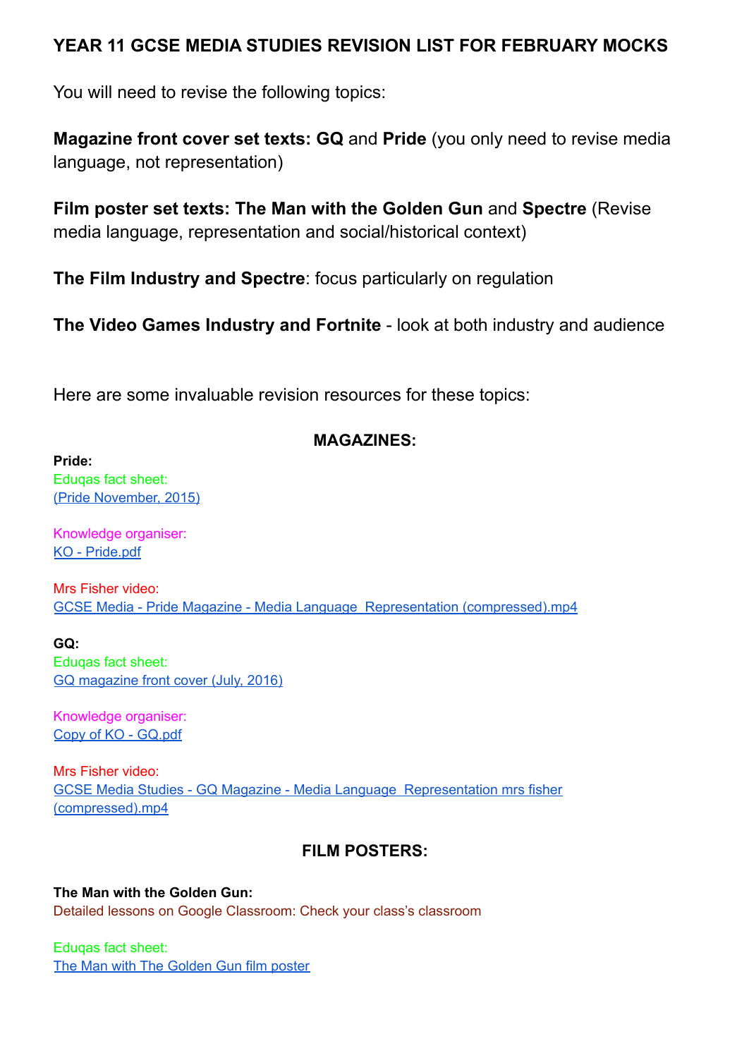# YEAR 11 GCSE MEDIA STUDIES REVISION LIST FOR FEBRUARY MOCKS

You will need to revise the following topics:

**Magazine front cover set texts: GQ** and **Pride** (you only need to revise media language, not representation)

**Film poster set texts: The Man with the Golden Gun** and **Spectre** (Revise media language, representation and social/historical context)

**The Film Industry and Spectre**: focus particularly on regulation

**The Video Games Industry and Fortnite** - look at both industry and audience

Here are some invaluable revision resources for these topics:

## MAGAZINES:

**Pride:**

Eduqas fact sheet:
(Pride November, 2015)

Knowledge organiser:
KO - Pride.pdf

Mrs Fisher video:
GCSE Media - Pride Magazine - Media Language Representation (compressed).mp4

**GQ:**

Eduqas fact sheet:
GQ magazine front cover (July, 2016)

Knowledge organiser:
Copy of KO - GQ.pdf

Mrs Fisher video:
GCSE Media Studies - GQ Magazine - Media Language Representation mrs fisher (compressed).mp4

## FILM POSTERS:

**The Man with the Golden Gun:**

Detailed lessons on Google Classroom: Check your class's classroom

Eduqas fact sheet:
The Man with The Golden Gun film poster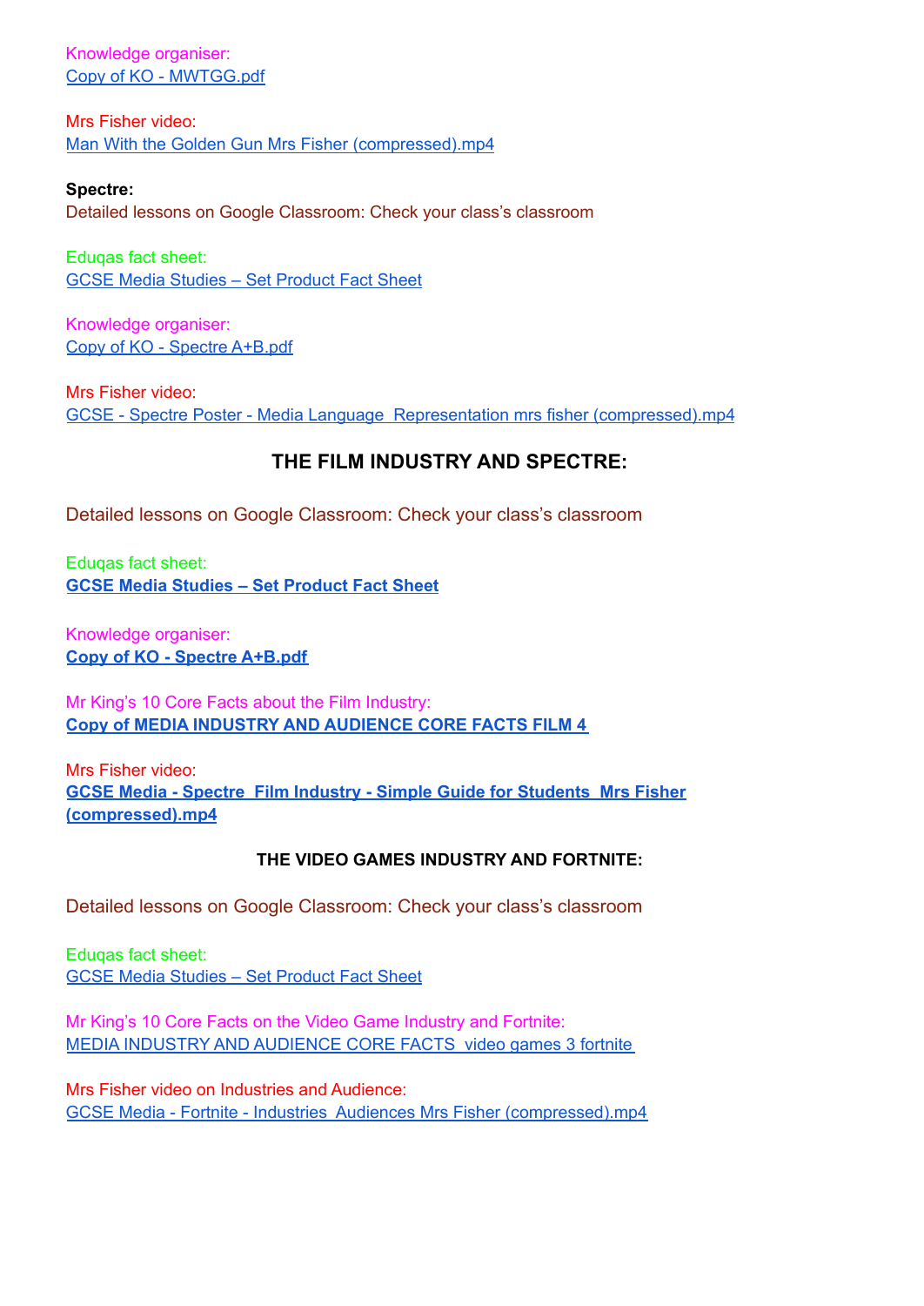Knowledge organiser:
Copy of KO - MWTGG.pdf

Mrs Fisher video:
Man With the Golden Gun Mrs Fisher (compressed).mp4

**Spectre:**
Detailed lessons on Google Classroom: Check your class's classroom

Eduqas fact sheet:
GCSE Media Studies – Set Product Fact Sheet

Knowledge organiser:
Copy of KO - Spectre A+B.pdf

Mrs Fisher video:
GCSE - Spectre Poster - Media Language  Representation mrs fisher (compressed).mp4

## THE FILM INDUSTRY AND SPECTRE:

Detailed lessons on Google Classroom: Check your class's classroom

Eduqas fact sheet:
**GCSE Media Studies – Set Product Fact Sheet**

Knowledge organiser:
**Copy of KO - Spectre A+B.pdf**

Mr King's 10 Core Facts about the Film Industry:
**Copy of MEDIA INDUSTRY AND AUDIENCE CORE FACTS FILM 4**

Mrs Fisher video:
**GCSE Media - Spectre  Film Industry - Simple Guide for Students  Mrs Fisher (compressed).mp4**

### THE VIDEO GAMES INDUSTRY AND FORTNITE:

Detailed lessons on Google Classroom: Check your class's classroom

Eduqas fact sheet:
GCSE Media Studies – Set Product Fact Sheet

Mr King's 10 Core Facts on the Video Game Industry and Fortnite:
MEDIA INDUSTRY AND AUDIENCE CORE FACTS  video games 3 fortnite

Mrs Fisher video on Industries and Audience:
GCSE Media - Fortnite - Industries  Audiences Mrs Fisher (compressed).mp4